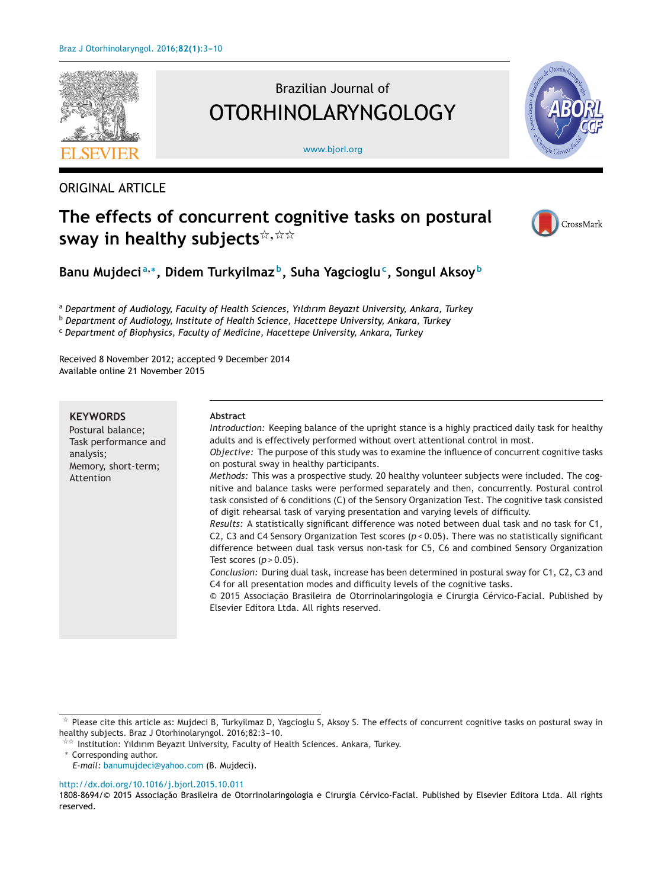ORIGINAL ARTICLE

# The effects of concurrent cognitive tasks on postural sway in healthy subjects[☆,☆☆]

**Banu Mujdeci**[a,*], **Didem Turkyilmaz**[b], **Suha Yagcioglu**[c], **Songul Aksoy**[b]

[a] *Department of Audiology, Faculty of Health Sciences, Yıldırım Beyazıt University, Ankara, Turkey*
[b] *Department of Audiology, Institute of Health Science, Hacettepe University, Ankara, Turkey*
[c] *Department of Biophysics, Faculty of Medicine, Hacettepe University, Ankara, Turkey*

Received 8 November 2012; accepted 9 December 2014
Available online 21 November 2015

**KEYWORDS**
Postural balance;
Task performance and analysis;
Memory, short-term;
Attention

**Abstract**

*Introduction:* Keeping balance of the upright stance is a highly practiced daily task for healthy adults and is effectively performed without overt attentional control in most.

*Objective:* The purpose of this study was to examine the influence of concurrent cognitive tasks on postural sway in healthy participants.

*Methods:* This was a prospective study. 20 healthy volunteer subjects were included. The cognitive and balance tasks were performed separately and then, concurrently. Postural control task consisted of 6 conditions (C) of the Sensory Organization Test. The cognitive task consisted of digit rehearsal task of varying presentation and varying levels of difficulty.

*Results:* A statistically significant difference was noted between dual task and no task for C1, C2, C3 and C4 Sensory Organization Test scores ($p < 0.05$). There was no statistically significant difference between dual task versus non-task for C5, C6 and combined Sensory Organization Test scores ($p > 0.05$).

*Conclusion:* During dual task, increase has been determined in postural sway for C1, C2, C3 and C4 for all presentation modes and difficulty levels of the cognitive tasks.

© 2015 Associação Brasileira de Otorrinolaringologia e Cirurgia Cérvico-Facial. Published by Elsevier Editora Ltda. All rights reserved.

☆ Please cite this article as: Mujdeci B, Turkyilmaz D, Yagcioglu S, Aksoy S. The effects of concurrent cognitive tasks on postural sway in healthy subjects. Braz J Otorhinolaryngol. 2016;82:3–10.

☆☆ Institution: Yıldırım Beyazıt University, Faculty of Health Sciences. Ankara, Turkey.

\* Corresponding author.
*E-mail:* banumujdeci@yahoo.com (B. Mujdeci).

http://dx.doi.org/10.1016/j.bjorl.2015.10.011
1808-8694/© 2015 Associação Brasileira de Otorrinolaringologia e Cirurgia Cérvico-Facial. Published by Elsevier Editora Ltda. All rights reserved.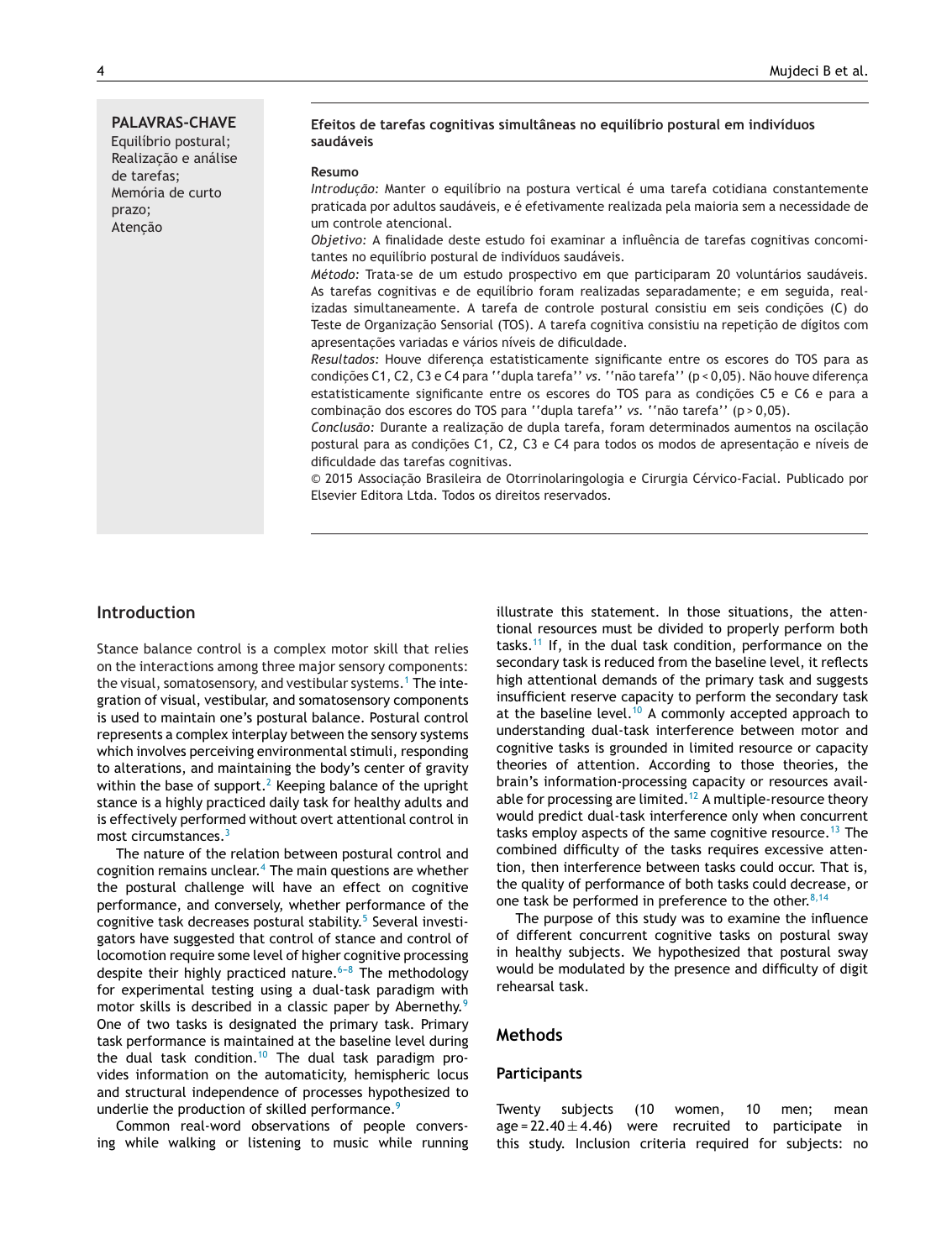**PALAVRAS-CHAVE**
Equilíbrio postural;
Realização e análise de tarefas;
Memória de curto prazo;
Atenção

**Efeitos de tarefas cognitivas simultâneas no equilíbrio postural em indivíduos saudáveis**

**Resumo**

*Introdução:* Manter o equilíbrio na postura vertical é uma tarefa cotidiana constantemente praticada por adultos saudáveis, e é efetivamente realizada pela maioria sem a necessidade de um controle atencional.

*Objetivo:* A finalidade deste estudo foi examinar a influência de tarefas cognitivas concomitantes no equilíbrio postural de indivíduos saudáveis.

*Método:* Trata-se de um estudo prospectivo em que participaram 20 voluntários saudáveis. As tarefas cognitivas e de equilíbrio foram realizadas separadamente; e em seguida, realizadas simultaneamente. A tarefa de controle postural consistiu em seis condições (C) do Teste de Organização Sensorial (TOS). A tarefa cognitiva consistiu na repetição de dígitos com apresentações variadas e vários níveis de dificuldade.

*Resultados:* Houve diferença estatisticamente significante entre os escores do TOS para as condições C1, C2, C3 e C4 para ''dupla tarefa'' *vs.* ''não tarefa'' ($p < 0,05$). Não houve diferença estatisticamente significante entre os escores do TOS para as condições C5 e C6 e para a combinação dos escores do TOS para ''dupla tarefa'' *vs.* ''não tarefa'' ($p > 0,05$).

*Conclusão:* Durante a realização de dupla tarefa, foram determinados aumentos na oscilação postural para as condições C1, C2, C3 e C4 para todos os modos de apresentação e níveis de dificuldade das tarefas cognitivas.

© 2015 Associação Brasileira de Otorrinolaringologia e Cirurgia Cérvico-Facial. Publicado por Elsevier Editora Ltda. Todos os direitos reservados.

## Introduction

Stance balance control is a complex motor skill that relies on the interactions among three major sensory components: the visual, somatosensory, and vestibular systems.[1] The integration of visual, vestibular, and somatosensory components is used to maintain one's postural balance. Postural control represents a complex interplay between the sensory systems which involves perceiving environmental stimuli, responding to alterations, and maintaining the body's center of gravity within the base of support.[2] Keeping balance of the upright stance is a highly practiced daily task for healthy adults and is effectively performed without overt attentional control in most circumstances.[3]

The nature of the relation between postural control and cognition remains unclear.[4] The main questions are whether the postural challenge will have an effect on cognitive performance, and conversely, whether performance of the cognitive task decreases postural stability.[5] Several investigators have suggested that control of stance and control of locomotion require some level of higher cognitive processing despite their highly practiced nature.[6–8] The methodology for experimental testing using a dual-task paradigm with motor skills is described in a classic paper by Abernethy.[9] One of two tasks is designated the primary task. Primary task performance is maintained at the baseline level during the dual task condition.[10] The dual task paradigm provides information on the automaticity, hemispheric locus and structural independence of processes hypothesized to underlie the production of skilled performance.[9]

Common real-word observations of people conversing while walking or listening to music while running illustrate this statement. In those situations, the attentional resources must be divided to properly perform both tasks.[11] If, in the dual task condition, performance on the secondary task is reduced from the baseline level, it reflects high attentional demands of the primary task and suggests insufficient reserve capacity to perform the secondary task at the baseline level.[10] A commonly accepted approach to understanding dual-task interference between motor and cognitive tasks is grounded in limited resource or capacity theories of attention. According to those theories, the brain's information-processing capacity or resources available for processing are limited.[12] A multiple-resource theory would predict dual-task interference only when concurrent tasks employ aspects of the same cognitive resource.[13] The combined difficulty of the tasks requires excessive attention, then interference between tasks could occur. That is, the quality of performance of both tasks could decrease, or one task be performed in preference to the other.[8,14]

The purpose of this study was to examine the influence of different concurrent cognitive tasks on postural sway in healthy subjects. We hypothesized that postural sway would be modulated by the presence and difficulty of digit rehearsal task.

## Methods

### Participants

Twenty subjects (10 women, 10 men; mean age = $22.40 \pm 4.46$) were recruited to participate in this study. Inclusion criteria required for subjects: no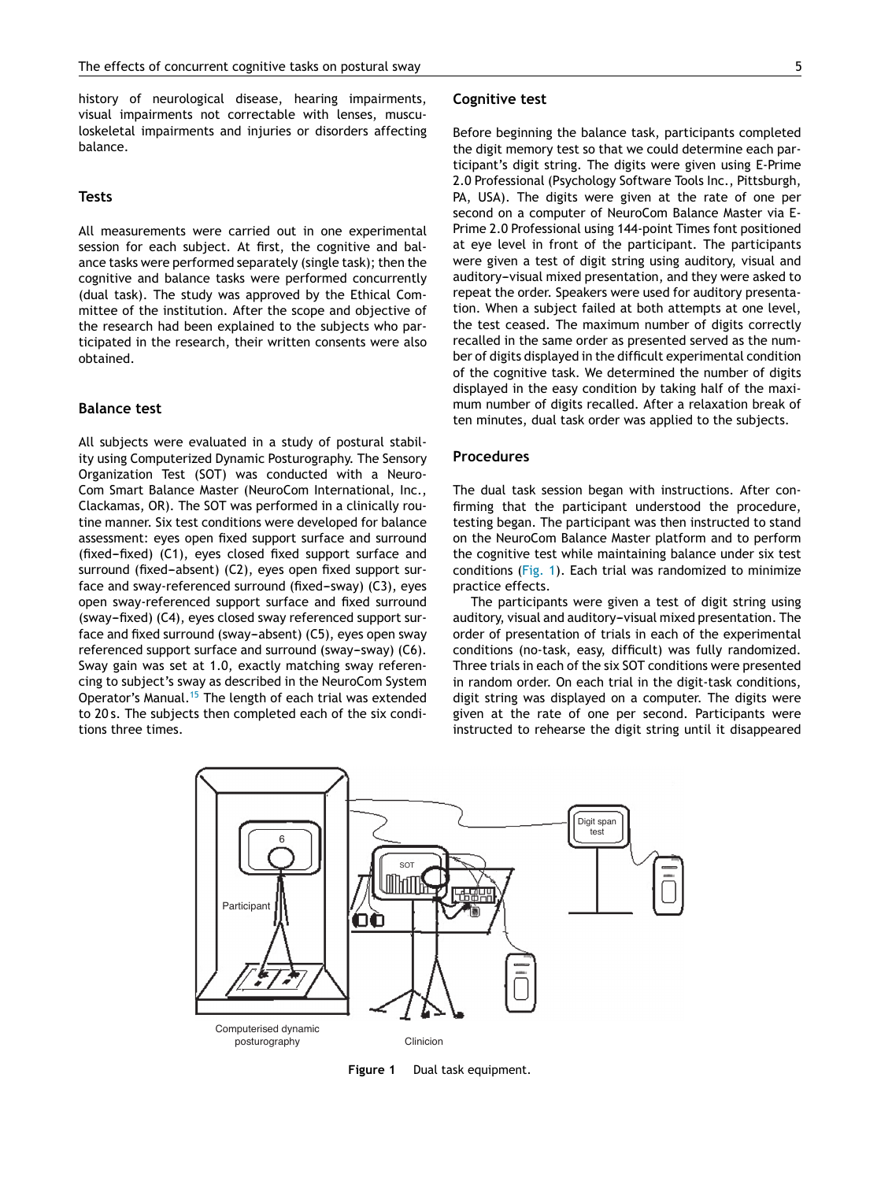history of neurological disease, hearing impairments, visual impairments not correctable with lenses, musculoskeletal impairments and injuries or disorders affecting balance.

## Tests

All measurements were carried out in one experimental session for each subject. At first, the cognitive and balance tasks were performed separately (single task); then the cognitive and balance tasks were performed concurrently (dual task). The study was approved by the Ethical Committee of the institution. After the scope and objective of the research had been explained to the subjects who participated in the research, their written consents were also obtained.

## Balance test

All subjects were evaluated in a study of postural stability using Computerized Dynamic Posturography. The Sensory Organization Test (SOT) was conducted with a NeuroCom Smart Balance Master (NeuroCom International, Inc., Clackamas, OR). The SOT was performed in a clinically routine manner. Six test conditions were developed for balance assessment: eyes open fixed support surface and surround (fixed–fixed) (C1), eyes closed fixed support surface and surround (fixed–absent) (C2), eyes open fixed support surface and sway-referenced surround (fixed–sway) (C3), eyes open sway-referenced support surface and fixed surround (sway–fixed) (C4), eyes closed sway referenced support surface and fixed surround (sway–absent) (C5), eyes open sway referenced support surface and surround (sway–sway) (C6). Sway gain was set at 1.0, exactly matching sway referencing to subject's sway as described in the NeuroCom System Operator's Manual.[15] The length of each trial was extended to 20 s. The subjects then completed each of the six conditions three times.

## Cognitive test

Before beginning the balance task, participants completed the digit memory test so that we could determine each participant's digit string. The digits were given using E-Prime 2.0 Professional (Psychology Software Tools Inc., Pittsburgh, PA, USA). The digits were given at the rate of one per second on a computer of NeuroCom Balance Master via E-Prime 2.0 Professional using 144-point Times font positioned at eye level in front of the participant. The participants were given a test of digit string using auditory, visual and auditory–visual mixed presentation, and they were asked to repeat the order. Speakers were used for auditory presentation. When a subject failed at both attempts at one level, the test ceased. The maximum number of digits correctly recalled in the same order as presented served as the number of digits displayed in the difficult experimental condition of the cognitive task. We determined the number of digits displayed in the easy condition by taking half of the maximum number of digits recalled. After a relaxation break of ten minutes, dual task order was applied to the subjects.

## Procedures

The dual task session began with instructions. After confirming that the participant understood the procedure, testing began. The participant was then instructed to stand on the NeuroCom Balance Master platform and to perform the cognitive test while maintaining balance under six test conditions (Fig. 1). Each trial was randomized to minimize practice effects.

The participants were given a test of digit string using auditory, visual and auditory–visual mixed presentation. The order of presentation of trials in each of the experimental conditions (no-task, easy, difficult) was fully randomized. Three trials in each of the six SOT conditions were presented in random order. On each trial in the digit-task conditions, digit string was displayed on a computer. The digits were given at the rate of one per second. Participants were instructed to rehearse the digit string until it disappeared

**Figure 1** Dual task equipment.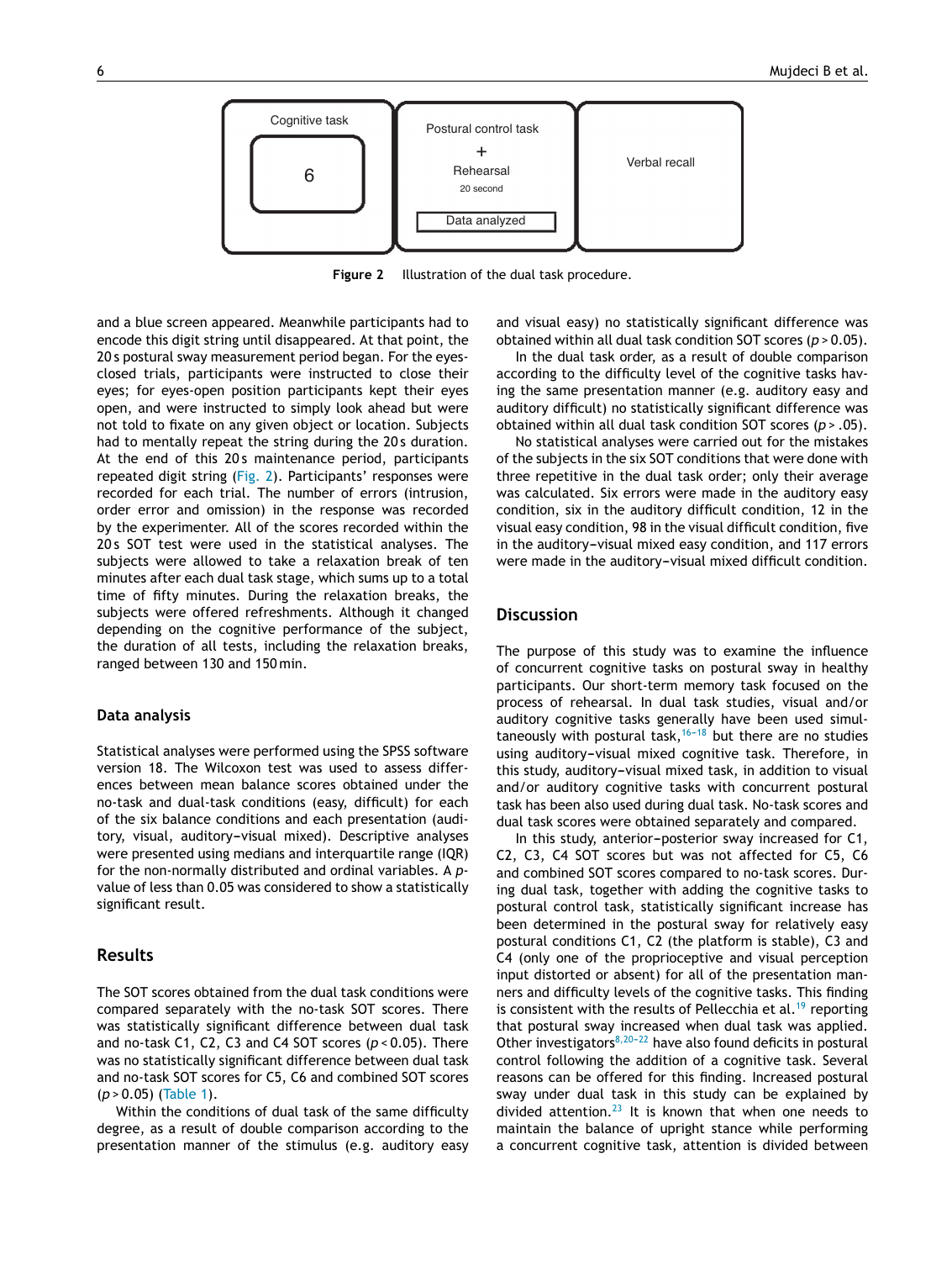Cognitive task

6

Postural control task

+

Rehearsal

20 second

Data analyzed

Verbal recall

**Figure 2** Illustration of the dual task procedure.

and a blue screen appeared. Meanwhile participants had to encode this digit string until disappeared. At that point, the 20 s postural sway measurement period began. For the eyes-closed trials, participants were instructed to close their eyes; for eyes-open position participants kept their eyes open, and were instructed to simply look ahead but were not told to fixate on any given object or location. Subjects had to mentally repeat the string during the 20 s duration. At the end of this 20 s maintenance period, participants repeated digit string (Fig. 2). Participants' responses were recorded for each trial. The number of errors (intrusion, order error and omission) in the response was recorded by the experimenter. All of the scores recorded within the 20 s SOT test were used in the statistical analyses. The subjects were allowed to take a relaxation break of ten minutes after each dual task stage, which sums up to a total time of fifty minutes. During the relaxation breaks, the subjects were offered refreshments. Although it changed depending on the cognitive performance of the subject, the duration of all tests, including the relaxation breaks, ranged between 130 and 150 min.

### Data analysis

Statistical analyses were performed using the SPSS software version 18. The Wilcoxon test was used to assess differences between mean balance scores obtained under the no-task and dual-task conditions (easy, difficult) for each of the six balance conditions and each presentation (auditory, visual, auditory–visual mixed). Descriptive analyses were presented using medians and interquartile range (IQR) for the non-normally distributed and ordinal variables. A $p$-value of less than 0.05 was considered to show a statistically significant result.

## Results

The SOT scores obtained from the dual task conditions were compared separately with the no-task SOT scores. There was statistically significant difference between dual task and no-task C1, C2, C3 and C4 SOT scores ($p < 0.05$). There was no statistically significant difference between dual task and no-task SOT scores for C5, C6 and combined SOT scores ($p > 0.05$) (Table 1).

Within the conditions of dual task of the same difficulty degree, as a result of double comparison according to the presentation manner of the stimulus (e.g. auditory easy and visual easy) no statistically significant difference was obtained within all dual task condition SOT scores ($p > 0.05$).

In the dual task order, as a result of double comparison according to the difficulty level of the cognitive tasks having the same presentation manner (e.g. auditory easy and auditory difficult) no statistically significant difference was obtained within all dual task condition SOT scores ($p > .05$).

No statistical analyses were carried out for the mistakes of the subjects in the six SOT conditions that were done with three repetitive in the dual task order; only their average was calculated. Six errors were made in the auditory easy condition, six in the auditory difficult condition, 12 in the visual easy condition, 98 in the visual difficult condition, five in the auditory–visual mixed easy condition, and 117 errors were made in the auditory–visual mixed difficult condition.

## Discussion

The purpose of this study was to examine the influence of concurrent cognitive tasks on postural sway in healthy participants. Our short-term memory task focused on the process of rehearsal. In dual task studies, visual and/or auditory cognitive tasks generally have been used simultaneously with postural task,[16–18] but there are no studies using auditory–visual mixed cognitive task. Therefore, in this study, auditory–visual mixed task, in addition to visual and/or auditory cognitive tasks with concurrent postural task has been also used during dual task. No-task scores and dual task scores were obtained separately and compared.

In this study, anterior–posterior sway increased for C1, C2, C3, C4 SOT scores but was not affected for C5, C6 and combined SOT scores compared to no-task scores. During dual task, together with adding the cognitive tasks to postural control task, statistically significant increase has been determined in the postural sway for relatively easy postural conditions C1, C2 (the platform is stable), C3 and C4 (only one of the proprioceptive and visual perception input distorted or absent) for all of the presentation manners and difficulty levels of the cognitive tasks. This finding is consistent with the results of Pellecchia et al.[19] reporting that postural sway increased when dual task was applied. Other investigators[8,20–22] have also found deficits in postural control following the addition of a cognitive task. Several reasons can be offered for this finding. Increased postural sway under dual task in this study can be explained by divided attention.[23] It is known that when one needs to maintain the balance of upright stance while performing a concurrent cognitive task, attention is divided between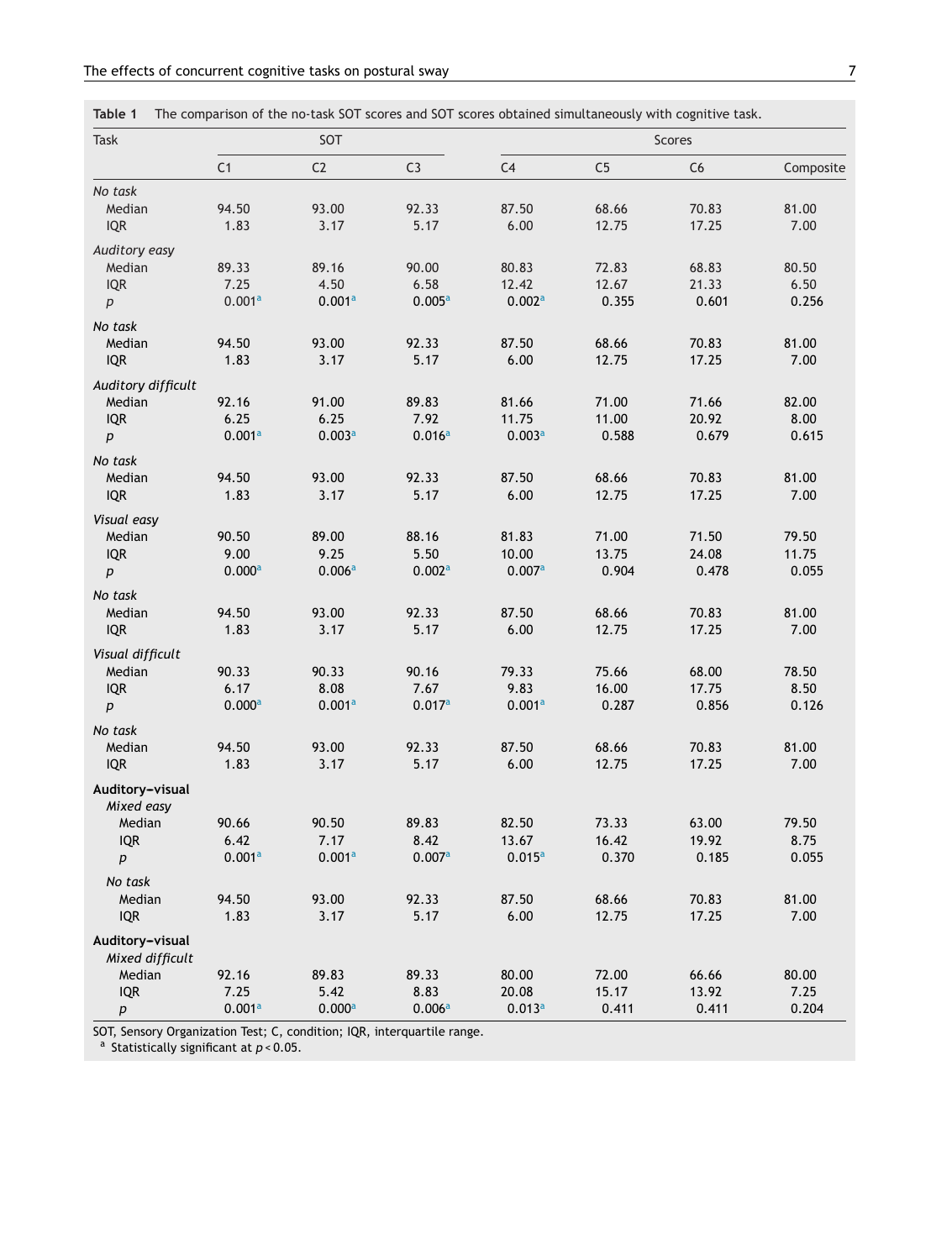**Table 1** The comparison of the no-task SOT scores and SOT scores obtained simultaneously with cognitive task.

| Task | SOT | | | Scores | | | |
|---|---|---|---|---|---|---|---|
| | C1 | C2 | C3 | C4 | C5 | C6 | Composite |
| *No task* | | | | | | | |
| Median | 94.50 | 93.00 | 92.33 | 87.50 | 68.66 | 70.83 | 81.00 |
| IQR | 1.83 | 3.17 | 5.17 | 6.00 | 12.75 | 17.25 | 7.00 |
| *Auditory easy* | | | | | | | |
| Median | 89.33 | 89.16 | 90.00 | 80.83 | 72.83 | 68.83 | 80.50 |
| IQR | 7.25 | 4.50 | 6.58 | 12.42 | 12.67 | 21.33 | 6.50 |
| *p* | 0.001[a] | 0.001[a] | 0.005[a] | 0.002[a] | 0.355 | 0.601 | 0.256 |
| *No task* | | | | | | | |
| Median | 94.50 | 93.00 | 92.33 | 87.50 | 68.66 | 70.83 | 81.00 |
| IQR | 1.83 | 3.17 | 5.17 | 6.00 | 12.75 | 17.25 | 7.00 |
| *Auditory difficult* | | | | | | | |
| Median | 92.16 | 91.00 | 89.83 | 81.66 | 71.00 | 71.66 | 82.00 |
| IQR | 6.25 | 6.25 | 7.92 | 11.75 | 11.00 | 20.92 | 8.00 |
| *p* | 0.001[a] | 0.003[a] | 0.016[a] | 0.003[a] | 0.588 | 0.679 | 0.615 |
| *No task* | | | | | | | |
| Median | 94.50 | 93.00 | 92.33 | 87.50 | 68.66 | 70.83 | 81.00 |
| IQR | 1.83 | 3.17 | 5.17 | 6.00 | 12.75 | 17.25 | 7.00 |
| *Visual easy* | | | | | | | |
| Median | 90.50 | 89.00 | 88.16 | 81.83 | 71.00 | 71.50 | 79.50 |
| IQR | 9.00 | 9.25 | 5.50 | 10.00 | 13.75 | 24.08 | 11.75 |
| *p* | 0.000[a] | 0.006[a] | 0.002[a] | 0.007[a] | 0.904 | 0.478 | 0.055 |
| *No task* | | | | | | | |
| Median | 94.50 | 93.00 | 92.33 | 87.50 | 68.66 | 70.83 | 81.00 |
| IQR | 1.83 | 3.17 | 5.17 | 6.00 | 12.75 | 17.25 | 7.00 |
| *Visual difficult* | | | | | | | |
| Median | 90.33 | 90.33 | 90.16 | 79.33 | 75.66 | 68.00 | 78.50 |
| IQR | 6.17 | 8.08 | 7.67 | 9.83 | 16.00 | 17.75 | 8.50 |
| *p* | 0.000[a] | 0.001[a] | 0.017[a] | 0.001[a] | 0.287 | 0.856 | 0.126 |
| *No task* | | | | | | | |
| Median | 94.50 | 93.00 | 92.33 | 87.50 | 68.66 | 70.83 | 81.00 |
| IQR | 1.83 | 3.17 | 5.17 | 6.00 | 12.75 | 17.25 | 7.00 |
| **Auditory–visual** | | | | | | | |
| *Mixed easy* | | | | | | | |
| Median | 90.66 | 90.50 | 89.83 | 82.50 | 73.33 | 63.00 | 79.50 |
| IQR | 6.42 | 7.17 | 8.42 | 13.67 | 16.42 | 19.92 | 8.75 |
| *p* | 0.001[a] | 0.001[a] | 0.007[a] | 0.015[a] | 0.370 | 0.185 | 0.055 |
| *No task* | | | | | | | |
| Median | 94.50 | 93.00 | 92.33 | 87.50 | 68.66 | 70.83 | 81.00 |
| IQR | 1.83 | 3.17 | 5.17 | 6.00 | 12.75 | 17.25 | 7.00 |
| **Auditory–visual** | | | | | | | |
| *Mixed difficult* | | | | | | | |
| Median | 92.16 | 89.83 | 89.33 | 80.00 | 72.00 | 66.66 | 80.00 |
| IQR | 7.25 | 5.42 | 8.83 | 20.08 | 15.17 | 13.92 | 7.25 |
| *p* | 0.001[a] | 0.000[a] | 0.006[a] | 0.013[a] | 0.411 | 0.411 | 0.204 |

SOT, Sensory Organization Test; C, condition; IQR, interquartile range.
[a] Statistically significant at $p < 0.05$.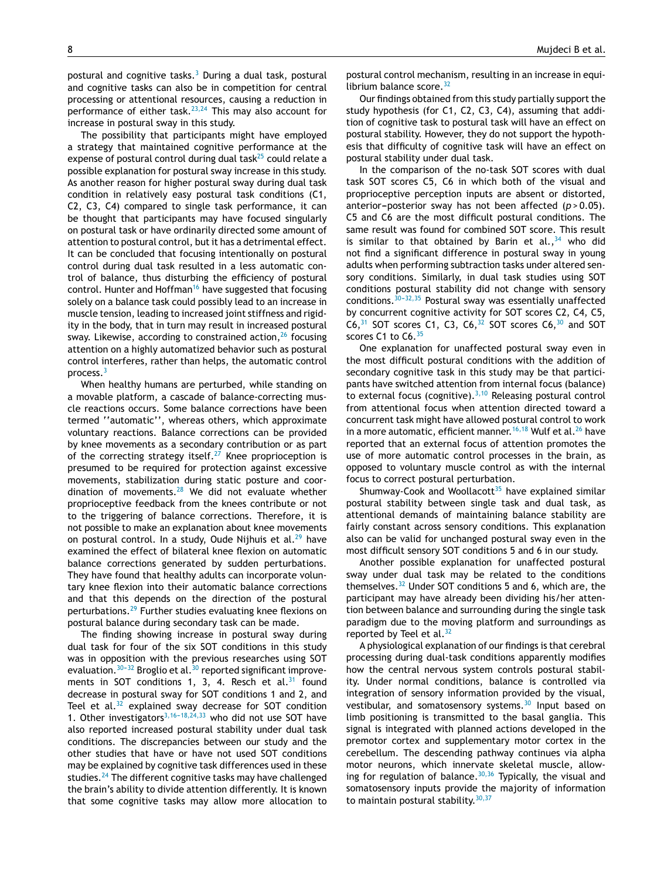postural and cognitive tasks.[3] During a dual task, postural and cognitive tasks can also be in competition for central processing or attentional resources, causing a reduction in performance of either task.[23,24] This may also account for increase in postural sway in this study.

The possibility that participants might have employed a strategy that maintained cognitive performance at the expense of postural control during dual task[25] could relate a possible explanation for postural sway increase in this study. As another reason for higher postural sway during dual task condition in relatively easy postural task conditions (C1, C2, C3, C4) compared to single task performance, it can be thought that participants may have focused singularly on postural task or have ordinarily directed some amount of attention to postural control, but it has a detrimental effect. It can be concluded that focusing intentionally on postural control during dual task resulted in a less automatic control of balance, thus disturbing the efficiency of postural control. Hunter and Hoffman[16] have suggested that focusing solely on a balance task could possibly lead to an increase in muscle tension, leading to increased joint stiffness and rigidity in the body, that in turn may result in increased postural sway. Likewise, according to constrained action,[26] focusing attention on a highly automatized behavior such as postural control interferes, rather than helps, the automatic control process.[3]

When healthy humans are perturbed, while standing on a movable platform, a cascade of balance-correcting muscle reactions occurs. Some balance corrections have been termed ''automatic'', whereas others, which approximate voluntary reactions. Balance corrections can be provided by knee movements as a secondary contribution or as part of the correcting strategy itself.[27] Knee proprioception is presumed to be required for protection against excessive movements, stabilization during static posture and coordination of movements.[28] We did not evaluate whether proprioceptive feedback from the knees contribute or not to the triggering of balance corrections. Therefore, it is not possible to make an explanation about knee movements on postural control. In a study, Oude Nijhuis et al.[29] have examined the effect of bilateral knee flexion on automatic balance corrections generated by sudden perturbations. They have found that healthy adults can incorporate voluntary knee flexion into their automatic balance corrections and that this depends on the direction of the postural perturbations.[29] Further studies evaluating knee flexions on postural balance during secondary task can be made.

The finding showing increase in postural sway during dual task for four of the six SOT conditions in this study was in opposition with the previous researches using SOT evaluation.[30–32] Broglio et al.[30] reported significant improvements in SOT conditions 1, 3, 4. Resch et al.[31] found decrease in postural sway for SOT conditions 1 and 2, and Teel et al.[32] explained sway decrease for SOT condition 1. Other investigators[3,16–18,24,33] who did not use SOT have also reported increased postural stability under dual task conditions. The discrepancies between our study and the other studies that have or have not used SOT conditions may be explained by cognitive task differences used in these studies.[24] The different cognitive tasks may have challenged the brain's ability to divide attention differently. It is known that some cognitive tasks may allow more allocation to postural control mechanism, resulting in an increase in equilibrium balance score.[32]

Our findings obtained from this study partially support the study hypothesis (for C1, C2, C3, C4), assuming that addition of cognitive task to postural task will have an effect on postural stability. However, they do not support the hypothesis that difficulty of cognitive task will have an effect on postural stability under dual task.

In the comparison of the no-task SOT scores with dual task SOT scores C5, C6 in which both of the visual and proprioceptive perception inputs are absent or distorted, anterior–posterior sway has not been affected ($p > 0.05$). C5 and C6 are the most difficult postural conditions. The same result was found for combined SOT score. This result is similar to that obtained by Barin et al.,[34] who did not find a significant difference in postural sway in young adults when performing subtraction tasks under altered sensory conditions. Similarly, in dual task studies using SOT conditions postural stability did not change with sensory conditions.[30–32,35] Postural sway was essentially unaffected by concurrent cognitive activity for SOT scores C2, C4, C5, C6,[31] SOT scores C1, C3, C6,[32] SOT scores C6,[30] and SOT scores C1 to C6.[35]

One explanation for unaffected postural sway even in the most difficult postural conditions with the addition of secondary cognitive task in this study may be that participants have switched attention from internal focus (balance) to external focus (cognitive).[3,10] Releasing postural control from attentional focus when attention directed toward a concurrent task might have allowed postural control to work in a more automatic, efficient manner.[16,18] Wulf et al.[26] have reported that an external focus of attention promotes the use of more automatic control processes in the brain, as opposed to voluntary muscle control as with the internal focus to correct postural perturbation.

Shumway-Cook and Woollacott[35] have explained similar postural stability between single task and dual task, as attentional demands of maintaining balance stability are fairly constant across sensory conditions. This explanation also can be valid for unchanged postural sway even in the most difficult sensory SOT conditions 5 and 6 in our study.

Another possible explanation for unaffected postural sway under dual task may be related to the conditions themselves.[32] Under SOT conditions 5 and 6, which are, the participant may have already been dividing his/her attention between balance and surrounding during the single task paradigm due to the moving platform and surroundings as reported by Teel et al.[32]

A physiological explanation of our findings is that cerebral processing during dual-task conditions apparently modifies how the central nervous system controls postural stability. Under normal conditions, balance is controlled via integration of sensory information provided by the visual, vestibular, and somatosensory systems.[30] Input based on limb positioning is transmitted to the basal ganglia. This signal is integrated with planned actions developed in the premotor cortex and supplementary motor cortex in the cerebellum. The descending pathway continues via alpha motor neurons, which innervate skeletal muscle, allowing for regulation of balance.[30,36] Typically, the visual and somatosensory inputs provide the majority of information to maintain postural stability.[30,37]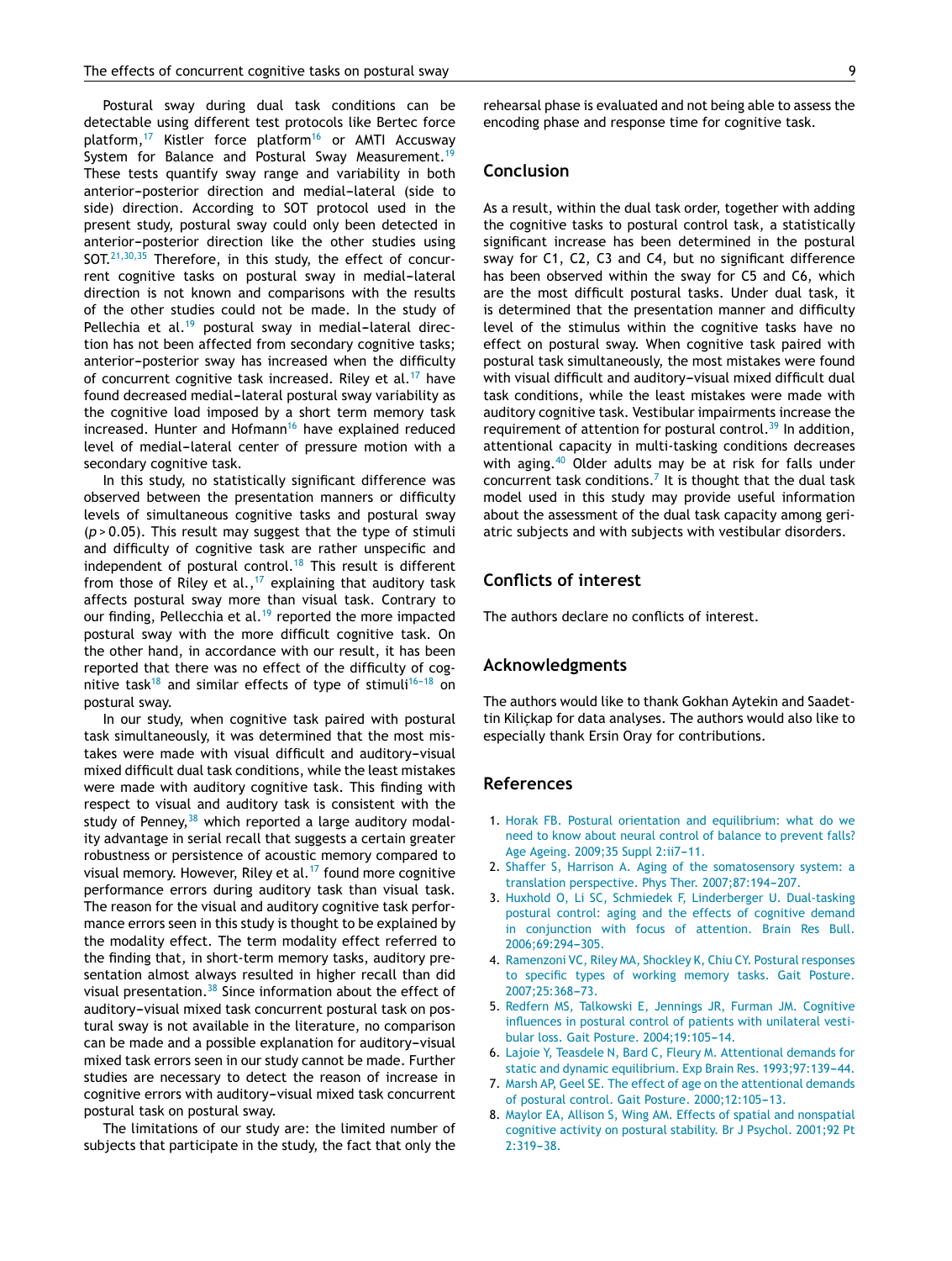Postural sway during dual task conditions can be detectable using different test protocols like Bertec force platform,[17] Kistler force platform[16] or AMTI Accusway System for Balance and Postural Sway Measurement.[19] These tests quantify sway range and variability in both anterior–posterior direction and medial–lateral (side to side) direction. According to SOT protocol used in the present study, postural sway could only been detected in anterior–posterior direction like the other studies using SOT.[21,30,35] Therefore, in this study, the effect of concurrent cognitive tasks on postural sway in medial–lateral direction is not known and comparisons with the results of the other studies could not be made. In the study of Pellechia et al.[19] postural sway in medial–lateral direction has not been affected from secondary cognitive tasks; anterior–posterior sway has increased when the difficulty of concurrent cognitive task increased. Riley et al.[17] have found decreased medial–lateral postural sway variability as the cognitive load imposed by a short term memory task increased. Hunter and Hofmann[16] have explained reduced level of medial–lateral center of pressure motion with a secondary cognitive task.

In this study, no statistically significant difference was observed between the presentation manners or difficulty levels of simultaneous cognitive tasks and postural sway ($p > 0.05$). This result may suggest that the type of stimuli and difficulty of cognitive task are rather unspecific and independent of postural control.[18] This result is different from those of Riley et al.,[17] explaining that auditory task affects postural sway more than visual task. Contrary to our finding, Pellecchia et al.[19] reported the more impacted postural sway with the more difficult cognitive task. On the other hand, in accordance with our result, it has been reported that there was no effect of the difficulty of cognitive task[18] and similar effects of type of stimuli[16–18] on postural sway.

In our study, when cognitive task paired with postural task simultaneously, it was determined that the most mistakes were made with visual difficult and auditory–visual mixed difficult dual task conditions, while the least mistakes were made with auditory cognitive task. This finding with respect to visual and auditory task is consistent with the study of Penney,[38] which reported a large auditory modality advantage in serial recall that suggests a certain greater robustness or persistence of acoustic memory compared to visual memory. However, Riley et al.[17] found more cognitive performance errors during auditory task than visual task. The reason for the visual and auditory cognitive task performance errors seen in this study is thought to be explained by the modality effect. The term modality effect referred to the finding that, in short-term memory tasks, auditory presentation almost always resulted in higher recall than did visual presentation.[38] Since information about the effect of auditory–visual mixed task concurrent postural task on postural sway is not available in the literature, no comparison can be made and a possible explanation for auditory–visual mixed task errors seen in our study cannot be made. Further studies are necessary to detect the reason of increase in cognitive errors with auditory–visual mixed task concurrent postural task on postural sway.

The limitations of our study are: the limited number of subjects that participate in the study, the fact that only the rehearsal phase is evaluated and not being able to assess the encoding phase and response time for cognitive task.

## Conclusion

As a result, within the dual task order, together with adding the cognitive tasks to postural control task, a statistically significant increase has been determined in the postural sway for C1, C2, C3 and C4, but no significant difference has been observed within the sway for C5 and C6, which are the most difficult postural tasks. Under dual task, it is determined that the presentation manner and difficulty level of the stimulus within the cognitive tasks have no effect on postural sway. When cognitive task paired with postural task simultaneously, the most mistakes were found with visual difficult and auditory–visual mixed difficult dual task conditions, while the least mistakes were made with auditory cognitive task. Vestibular impairments increase the requirement of attention for postural control.[39] In addition, attentional capacity in multi-tasking conditions decreases with aging.[40] Older adults may be at risk for falls under concurrent task conditions.[7] It is thought that the dual task model used in this study may provide useful information about the assessment of the dual task capacity among geriatric subjects and with subjects with vestibular disorders.

## Conflicts of interest

The authors declare no conflicts of interest.

## Acknowledgments

The authors would like to thank Gokhan Aytekin and Saadettin Kiliçkap for data analyses. The authors would also like to especially thank Ersin Oray for contributions.

## References

1. Horak FB. Postural orientation and equilibrium: what do we need to know about neural control of balance to prevent falls? Age Ageing. 2009;35 Suppl 2:ii7–11.
2. Shaffer S, Harrison A. Aging of the somatosensory system: a translation perspective. Phys Ther. 2007;87:194–207.
3. Huxhold O, Li SC, Schmiedek F, Linderberger U. Dual-tasking postural control: aging and the effects of cognitive demand in conjunction with focus of attention. Brain Res Bull. 2006;69:294–305.
4. Ramenzoni VC, Riley MA, Shockley K, Chiu CY. Postural responses to specific types of working memory tasks. Gait Posture. 2007;25:368–73.
5. Redfern MS, Talkowski E, Jennings JR, Furman JM. Cognitive influences in postural control of patients with unilateral vestibular loss. Gait Posture. 2004;19:105–14.
6. Lajoie Y, Teasdele N, Bard C, Fleury M. Attentional demands for static and dynamic equilibrium. Exp Brain Res. 1993;97:139–44.
7. Marsh AP, Geel SE. The effect of age on the attentional demands of postural control. Gait Posture. 2000;12:105–13.
8. Maylor EA, Allison S, Wing AM. Effects of spatial and nonspatial cognitive activity on postural stability. Br J Psychol. 2001;92 Pt 2:319–38.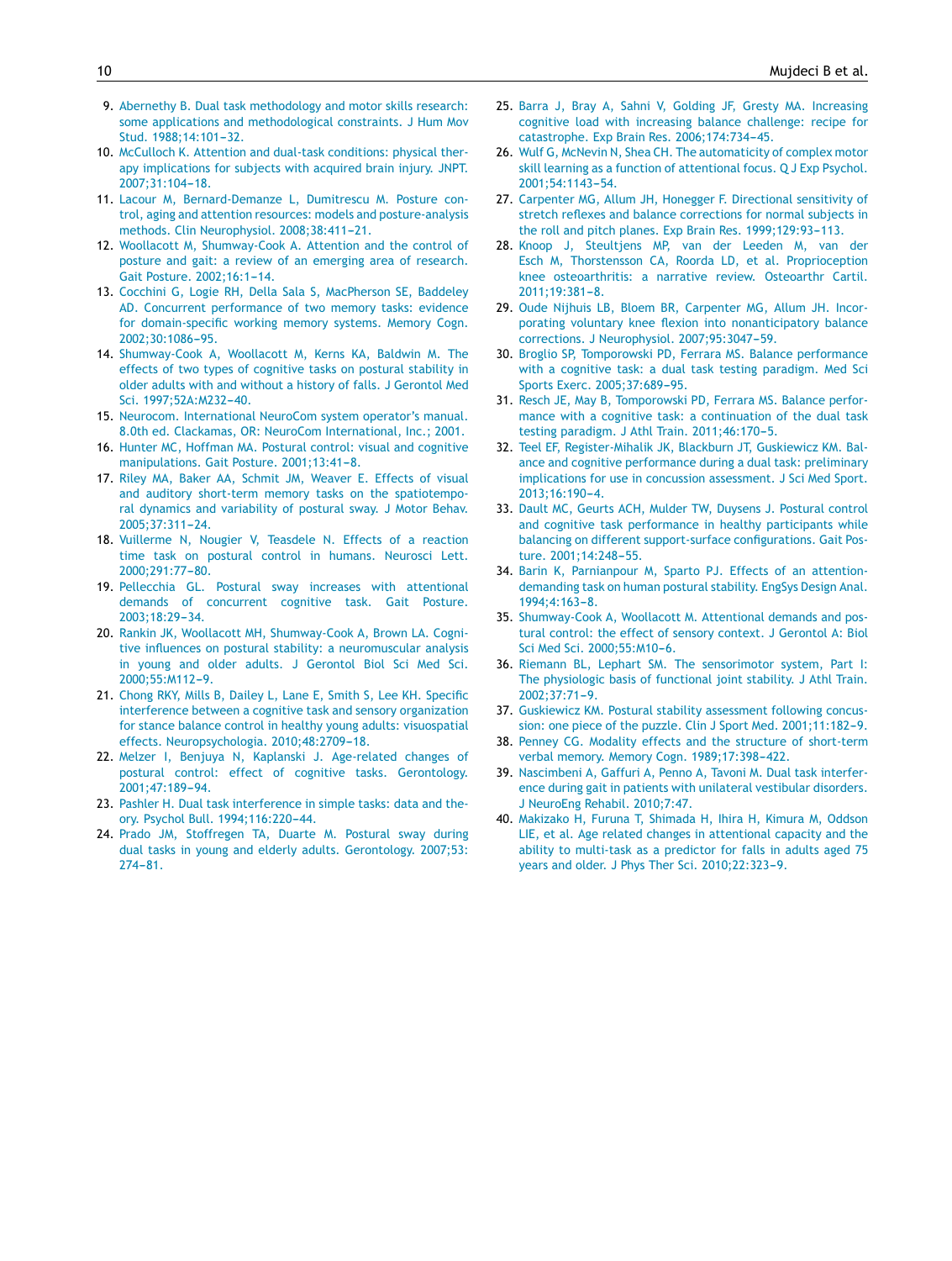9. Abernethy B. Dual task methodology and motor skills research: some applications and methodological constraints. J Hum Mov Stud. 1988;14:101–32.
10. McCulloch K. Attention and dual-task conditions: physical therapy implications for subjects with acquired brain injury. JNPT. 2007;31:104–18.
11. Lacour M, Bernard-Demanze L, Dumitrescu M. Posture control, aging and attention resources: models and posture-analysis methods. Clin Neurophysiol. 2008;38:411–21.
12. Woollacott M, Shumway-Cook A. Attention and the control of posture and gait: a review of an emerging area of research. Gait Posture. 2002;16:1–14.
13. Cocchini G, Logie RH, Della Sala S, MacPherson SE, Baddeley AD. Concurrent performance of two memory tasks: evidence for domain-specific working memory systems. Memory Cogn. 2002;30:1086–95.
14. Shumway-Cook A, Woollacott M, Kerns KA, Baldwin M. The effects of two types of cognitive tasks on postural stability in older adults with and without a history of falls. J Gerontol Med Sci. 1997;52A:M232–40.
15. Neurocom. International NeuroCom system operator's manual. 8.0th ed. Clackamas, OR: NeuroCom International, Inc.; 2001.
16. Hunter MC, Hoffman MA. Postural control: visual and cognitive manipulations. Gait Posture. 2001;13:41–8.
17. Riley MA, Baker AA, Schmit JM, Weaver E. Effects of visual and auditory short-term memory tasks on the spatiotemporal dynamics and variability of postural sway. J Motor Behav. 2005;37:311–24.
18. Vuillerme N, Nougier V, Teasdele N. Effects of a reaction time task on postural control in humans. Neurosci Lett. 2000;291:77–80.
19. Pellecchia GL. Postural sway increases with attentional demands of concurrent cognitive task. Gait Posture. 2003;18:29–34.
20. Rankin JK, Woollacott MH, Shumway-Cook A, Brown LA. Cognitive influences on postural stability: a neuromuscular analysis in young and older adults. J Gerontol Biol Sci Med Sci. 2000;55:M112–9.
21. Chong RKY, Mills B, Dailey L, Lane E, Smith S, Lee KH. Specific interference between a cognitive task and sensory organization for stance balance control in healthy young adults: visuospatial effects. Neuropsychologia. 2010;48:2709–18.
22. Melzer I, Benjuya N, Kaplanski J. Age-related changes of postural control: effect of cognitive tasks. Gerontology. 2001;47:189–94.
23. Pashler H. Dual task interference in simple tasks: data and theory. Psychol Bull. 1994;116:220–44.
24. Prado JM, Stoffregen TA, Duarte M. Postural sway during dual tasks in young and elderly adults. Gerontology. 2007;53:274–81.
25. Barra J, Bray A, Sahni V, Golding JF, Gresty MA. Increasing cognitive load with increasing balance challenge: recipe for catastrophe. Exp Brain Res. 2006;174:734–45.
26. Wulf G, McNevin N, Shea CH. The automaticity of complex motor skill learning as a function of attentional focus. Q J Exp Psychol. 2001;54:1143–54.
27. Carpenter MG, Allum JH, Honegger F. Directional sensitivity of stretch reflexes and balance corrections for normal subjects in the roll and pitch planes. Exp Brain Res. 1999;129:93–113.
28. Knoop J, Steultjens MP, van der Leeden M, van der Esch M, Thorstensson CA, Roorda LD, et al. Proprioception knee osteoarthritis: a narrative review. Osteoarthr Cartil. 2011;19:381–8.
29. Oude Nijhuis LB, Bloem BR, Carpenter MG, Allum JH. Incorporating voluntary knee flexion into nonanticipatory balance corrections. J Neurophysiol. 2007;95:3047–59.
30. Broglio SP, Tomporowski PD, Ferrara MS. Balance performance with a cognitive task: a dual task testing paradigm. Med Sci Sports Exerc. 2005;37:689–95.
31. Resch JE, May B, Tomporowski PD, Ferrara MS. Balance performance with a cognitive task: a continuation of the dual task testing paradigm. J Athl Train. 2011;46:170–5.
32. Teel EF, Register-Mihalik JK, Blackburn JT, Guskiewicz KM. Balance and cognitive performance during a dual task: preliminary implications for use in concussion assessment. J Sci Med Sport. 2013;16:190–4.
33. Dault MC, Geurts ACH, Mulder TW, Duysens J. Postural control and cognitive task performance in healthy participants while balancing on different support-surface configurations. Gait Posture. 2001;14:248–55.
34. Barin K, Parnianpour M, Sparto PJ. Effects of an attention-demanding task on human postural stability. EngSys Design Anal. 1994;4:163–8.
35. Shumway-Cook A, Woollacott M. Attentional demands and postural control: the effect of sensory context. J Gerontol A: Biol Sci Med Sci. 2000;55:M10–6.
36. Riemann BL, Lephart SM. The sensorimotor system, Part I: The physiologic basis of functional joint stability. J Athl Train. 2002;37:71–9.
37. Guskiewicz KM. Postural stability assessment following concussion: one piece of the puzzle. Clin J Sport Med. 2001;11:182–9.
38. Penney CG. Modality effects and the structure of short-term verbal memory. Memory Cogn. 1989;17:398–422.
39. Nascimbeni A, Gaffuri A, Penno A, Tavoni M. Dual task interference during gait in patients with unilateral vestibular disorders. J NeuroEng Rehabil. 2010;7:47.
40. Makizako H, Furuna T, Shimada H, Ihira H, Kimura M, Oddson LIE, et al. Age related changes in attentional capacity and the ability to multi-task as a predictor for falls in adults aged 75 years and older. J Phys Ther Sci. 2010;22:323–9.